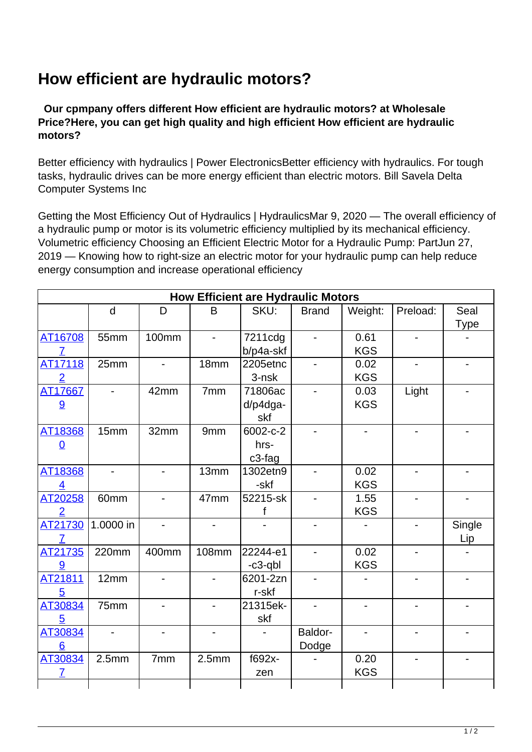# How efficient are hydraulic motors?

**Our cpmpany offers different How efficient are hydraulic motors? at Wholesale Price?Here, you can get high quality and high efficient How efficient are hydraulic motors?**

Better efficiency with hydraulics | Power ElectronicsBetter efficiency with hydraulics. For tough tasks, hydraulic drives can be more energy efficient than electric motors. Bill Savela Delta Computer Systems Inc

Getting the Most Efficiency Out of Hydraulics | HydraulicsMar 9, 2020 — The overall efficiency of a hydraulic pump or motor is its volumetric efficiency multiplied by its mechanical efficiency. Volumetric efficiency Choosing an Efficient Electric Motor for a Hydraulic Pump: PartJun 27, 2019 — Knowing how to right-size an electric motor for your hydraulic pump can help reduce energy consumption and increase operational efficiency

| How Efficient are Hydraulic Motors | | | | | | | | |
|---|---|---|---|---|---|---|---|---|
| | d | D | B | SKU: | Brand | Weight: | Preload: | Seal Type |
| AT167087 | 55mm | 100mm | - | 7211cdgb/p4a-skf | - | 0.61 KGS | - | - |
| AT171182 | 25mm | - | 18mm | 2205etnc3-nsk | - | 0.02 KGS | - | - |
| AT176679 | - | 42mm | 7mm | 71806acd/p4dga-skf | - | 0.03 KGS | Light | - |
| AT183680 | 15mm | 32mm | 9mm | 6002-c-2hrs-c3-fag | - | - | - | - |
| AT183684 | - | - | 13mm | 1302etn9-skf | - | 0.02 KGS | - | - |
| AT202582 | 60mm | - | 47mm | 52215-skf | - | 1.55 KGS | - | - |
| AT217307 | 1.0000 in | - | - | - | - | - | - | Single Lip |
| AT217359 | 220mm | 400mm | 108mm | 22244-e1-c3-qbl | - | 0.02 KGS | - | - |
| AT218115 | 12mm | - | - | 6201-2znr-skf | - | - | - | - |
| AT308345 | 75mm | - | - | 21315ek-skf | - | - | - | - |
| AT308346 | - | - | - | - | Baldor-Dodge | - | - | - |
| AT308347 | 2.5mm | 7mm | 2.5mm | f692x-zen | - | 0.20 KGS | - | - |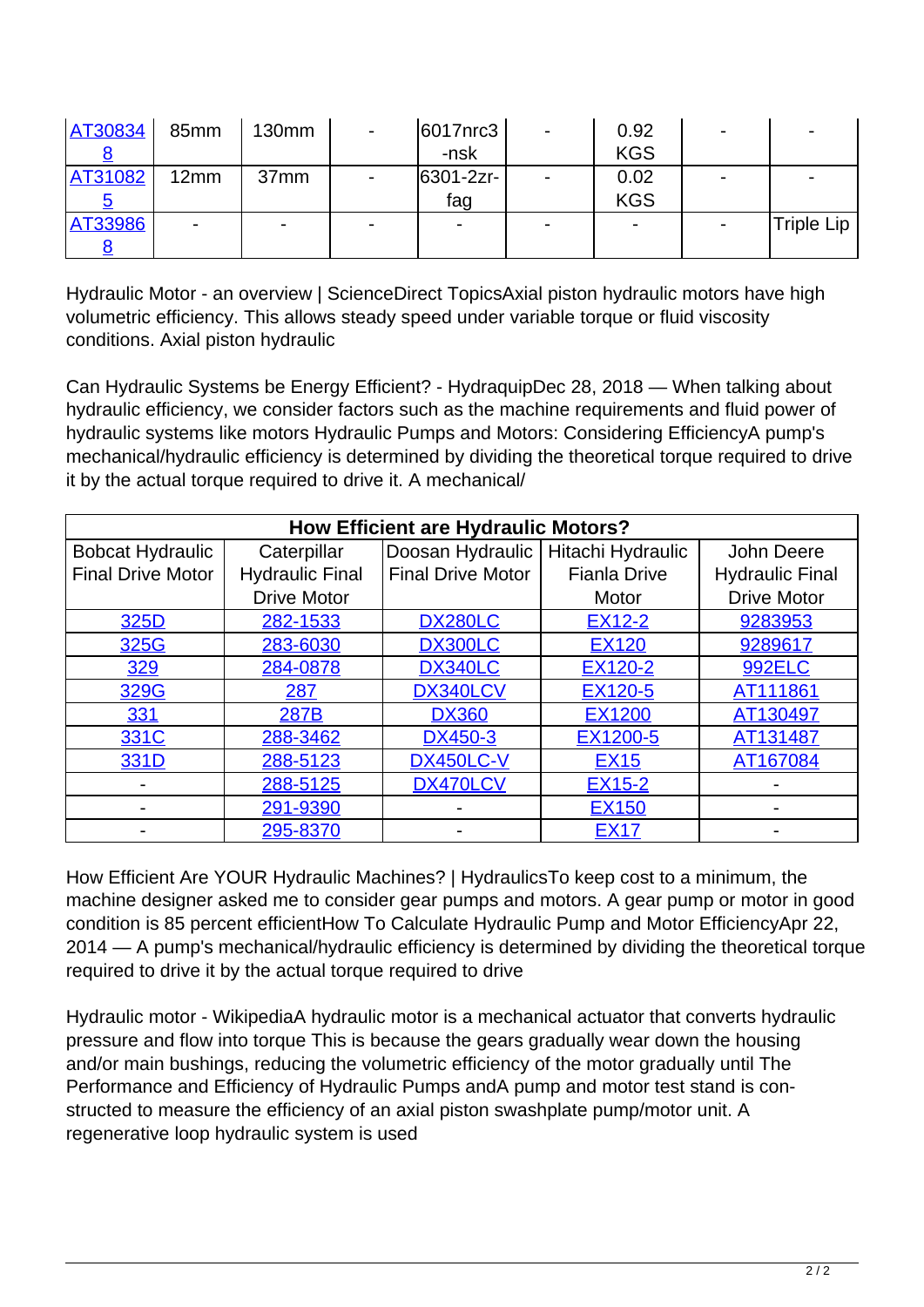| | | | | | | | | |
|---|---|---|---|---|---|---|---|---|
| AT308348 | 85mm | 130mm | - | 6017nrc3-nsk | - | 0.92 KGS | - | - |
| AT310825 | 12mm | 37mm | - | 6301-2zr-fag | - | 0.02 KGS | - | - |
| AT339868 | - | - | - | - | - | - | - | Triple Lip |

Hydraulic Motor - an overview | ScienceDirect TopicsAxial piston hydraulic motors have high volumetric efficiency. This allows steady speed under variable torque or fluid viscosity conditions. Axial piston hydraulic

Can Hydraulic Systems be Energy Efficient? - HydraquipDec 28, 2018 — When talking about hydraulic efficiency, we consider factors such as the machine requirements and fluid power of hydraulic systems like motors Hydraulic Pumps and Motors: Considering EfficiencyA pump's mechanical/hydraulic efficiency is determined by dividing the theoretical torque required to drive it by the actual torque required to drive it. A mechanical/

| How Efficient are Hydraulic Motors? | | | | |
|---|---|---|---|---|
| Bobcat Hydraulic Final Drive Motor | Caterpillar Hydraulic Final Drive Motor | Doosan Hydraulic Final Drive Motor | Hitachi Hydraulic Fianla Drive Motor | John Deere Hydraulic Final Drive Motor |
| 325D | 282-1533 | DX280LC | EX12-2 | 9283953 |
| 325G | 283-6030 | DX300LC | EX120 | 9289617 |
| 329 | 284-0878 | DX340LC | EX120-2 | 992ELC |
| 329G | 287 | DX340LCV | EX120-5 | AT111861 |
| 331 | 287B | DX360 | EX1200 | AT130497 |
| 331C | 288-3462 | DX450-3 | EX1200-5 | AT131487 |
| 331D | 288-5123 | DX450LC-V | EX15 | AT167084 |
| - | 288-5125 | DX470LCV | EX15-2 | - |
| - | 291-9390 | - | EX150 | - |
| - | 295-8370 | - | EX17 | - |

How Efficient Are YOUR Hydraulic Machines? | HydraulicsTo keep cost to a minimum, the machine designer asked me to consider gear pumps and motors. A gear pump or motor in good condition is 85 percent efficientHow To Calculate Hydraulic Pump and Motor EfficiencyApr 22, 2014 — A pump's mechanical/hydraulic efficiency is determined by dividing the theoretical torque required to drive it by the actual torque required to drive

Hydraulic motor - WikipediaA hydraulic motor is a mechanical actuator that converts hydraulic pressure and flow into torque This is because the gears gradually wear down the housing and/or main bushings, reducing the volumetric efficiency of the motor gradually until The Performance and Efficiency of Hydraulic Pumps andA pump and motor test stand is constructed to measure the efficiency of an axial piston swashplate pump/motor unit. A regenerative loop hydraulic system is used